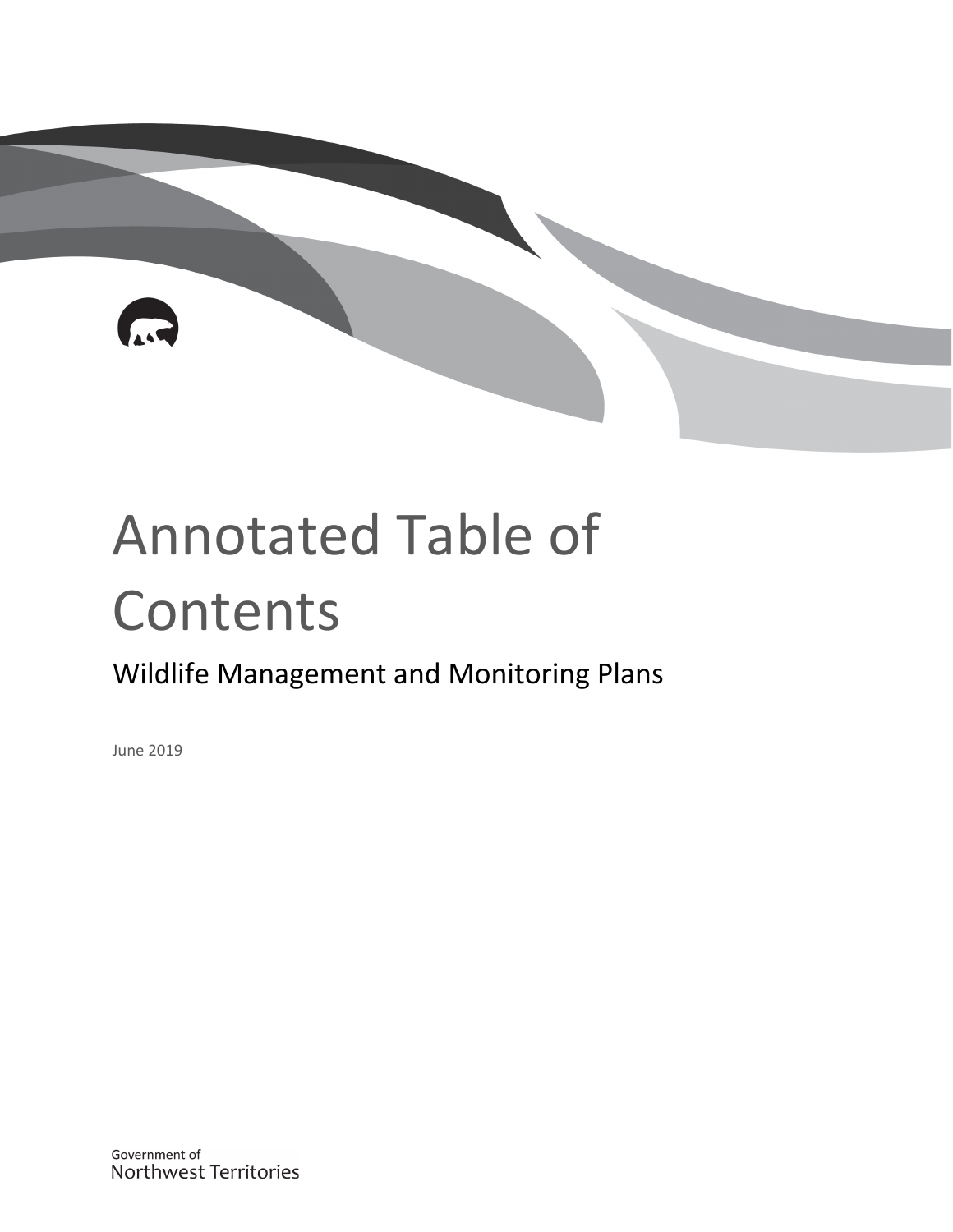# Annotated Table of Contents

## Wildlife Management and Monitoring Plans

June 2019

Government of
Northwest Territories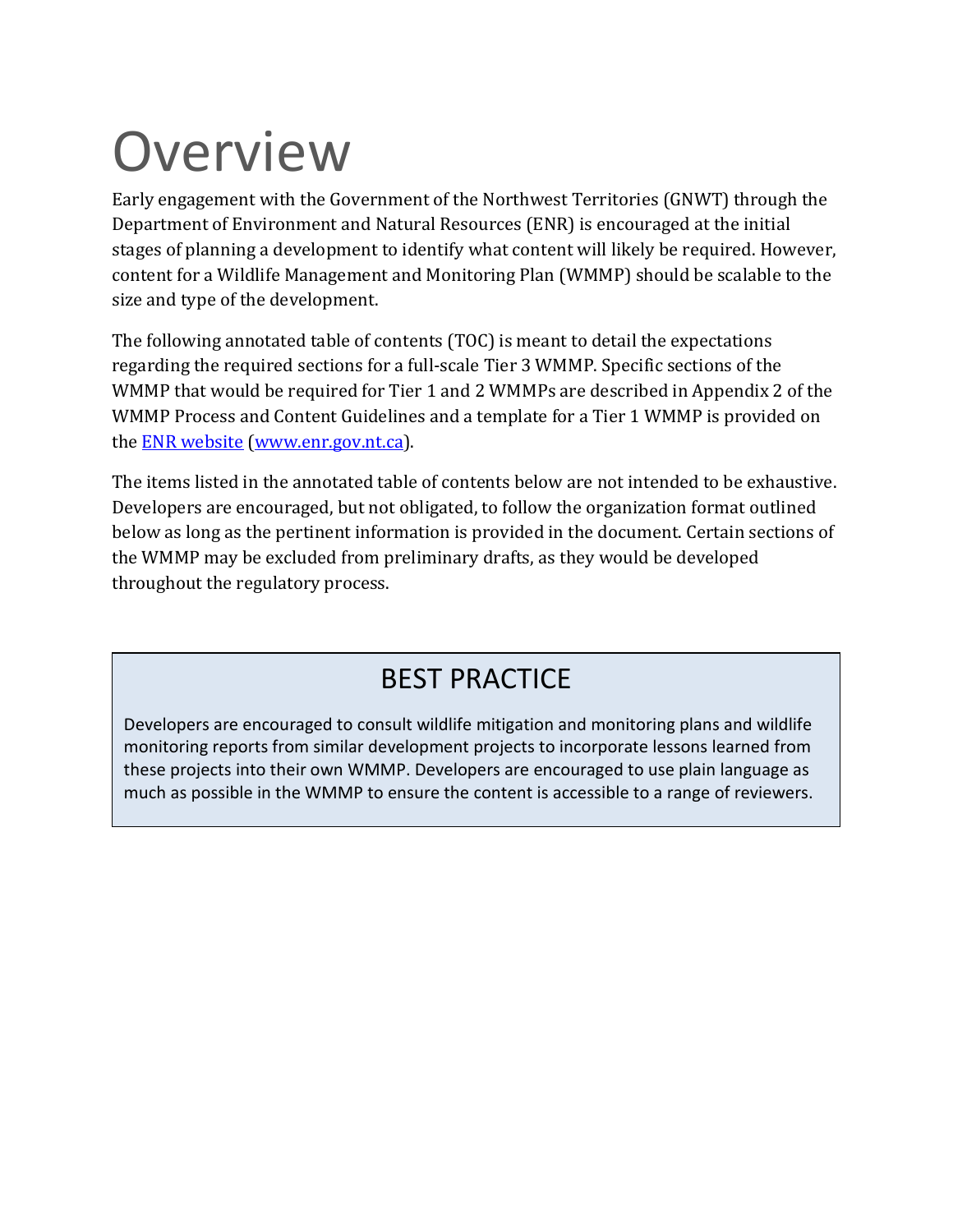# Overview

Early engagement with the Government of the Northwest Territories (GNWT) through the Department of Environment and Natural Resources (ENR) is encouraged at the initial stages of planning a development to identify what content will likely be required. However, content for a Wildlife Management and Monitoring Plan (WMMP) should be scalable to the size and type of the development.

The following annotated table of contents (TOC) is meant to detail the expectations regarding the required sections for a full-scale Tier 3 WMMP. Specific sections of the WMMP that would be required for Tier 1 and 2 WMMPs are described in Appendix 2 of the WMMP Process and Content Guidelines and a template for a Tier 1 WMMP is provided on the [ENR website](www.enr.gov.nt.ca) (www.enr.gov.nt.ca).

The items listed in the annotated table of contents below are not intended to be exhaustive. Developers are encouraged, but not obligated, to follow the organization format outlined below as long as the pertinent information is provided in the document. Certain sections of the WMMP may be excluded from preliminary drafts, as they would be developed throughout the regulatory process.

## BEST PRACTICE

Developers are encouraged to consult wildlife mitigation and monitoring plans and wildlife monitoring reports from similar development projects to incorporate lessons learned from these projects into their own WMMP. Developers are encouraged to use plain language as much as possible in the WMMP to ensure the content is accessible to a range of reviewers.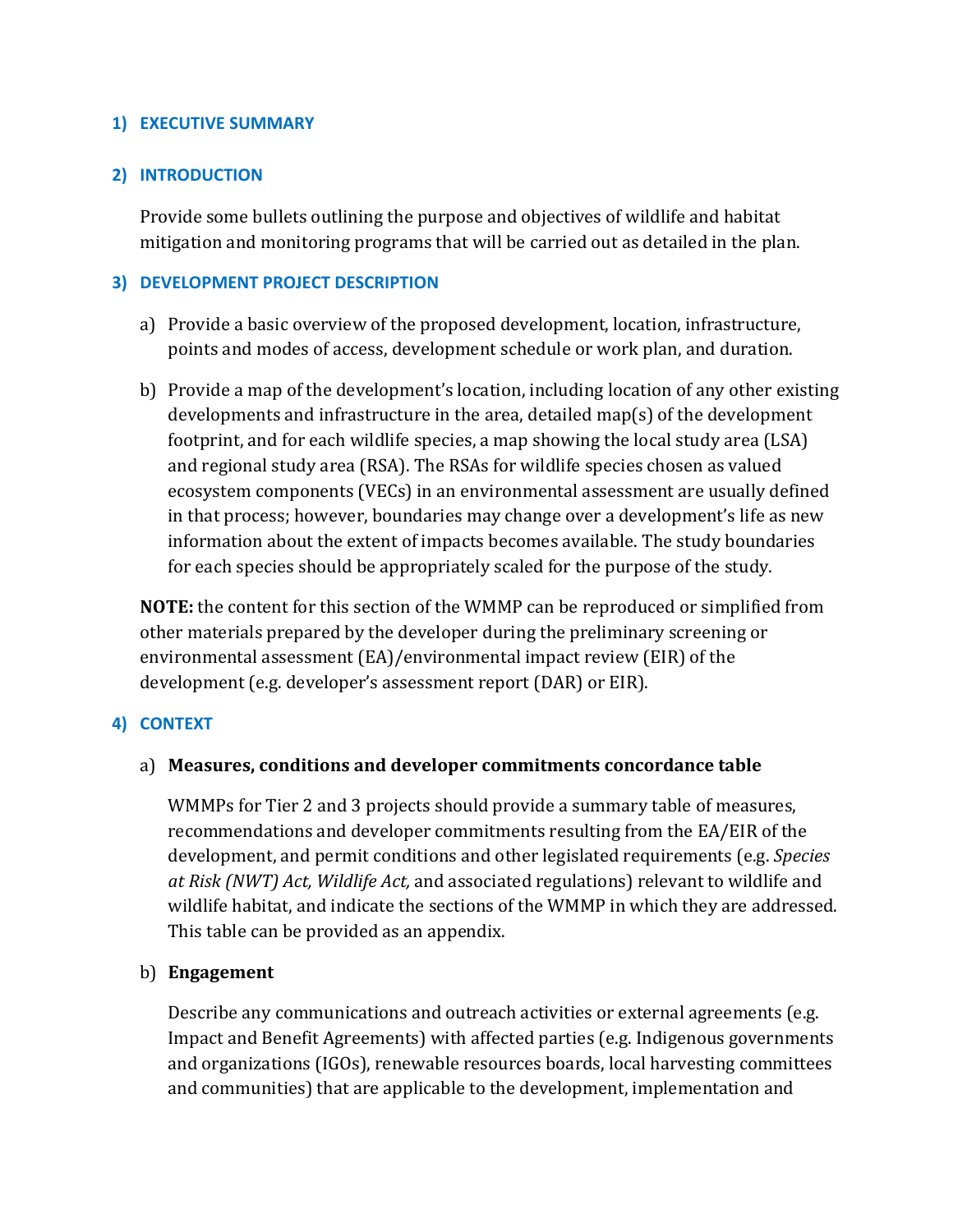## 1) EXECUTIVE SUMMARY

## 2) INTRODUCTION

Provide some bullets outlining the purpose and objectives of wildlife and habitat mitigation and monitoring programs that will be carried out as detailed in the plan.

## 3) DEVELOPMENT PROJECT DESCRIPTION

a) Provide a basic overview of the proposed development, location, infrastructure, points and modes of access, development schedule or work plan, and duration.

b) Provide a map of the development's location, including location of any other existing developments and infrastructure in the area, detailed map(s) of the development footprint, and for each wildlife species, a map showing the local study area (LSA) and regional study area (RSA). The RSAs for wildlife species chosen as valued ecosystem components (VECs) in an environmental assessment are usually defined in that process; however, boundaries may change over a development's life as new information about the extent of impacts becomes available. The study boundaries for each species should be appropriately scaled for the purpose of the study.

**NOTE:** the content for this section of the WMMP can be reproduced or simplified from other materials prepared by the developer during the preliminary screening or environmental assessment (EA)/environmental impact review (EIR) of the development (e.g. developer's assessment report (DAR) or EIR).

## 4) CONTEXT

a) **Measures, conditions and developer commitments concordance table**

WMMPs for Tier 2 and 3 projects should provide a summary table of measures, recommendations and developer commitments resulting from the EA/EIR of the development, and permit conditions and other legislated requirements (e.g. *Species at Risk (NWT) Act, Wildlife Act,* and associated regulations) relevant to wildlife and wildlife habitat, and indicate the sections of the WMMP in which they are addressed. This table can be provided as an appendix.

b) **Engagement**

Describe any communications and outreach activities or external agreements (e.g. Impact and Benefit Agreements) with affected parties (e.g. Indigenous governments and organizations (IGOs), renewable resources boards, local harvesting committees and communities) that are applicable to the development, implementation and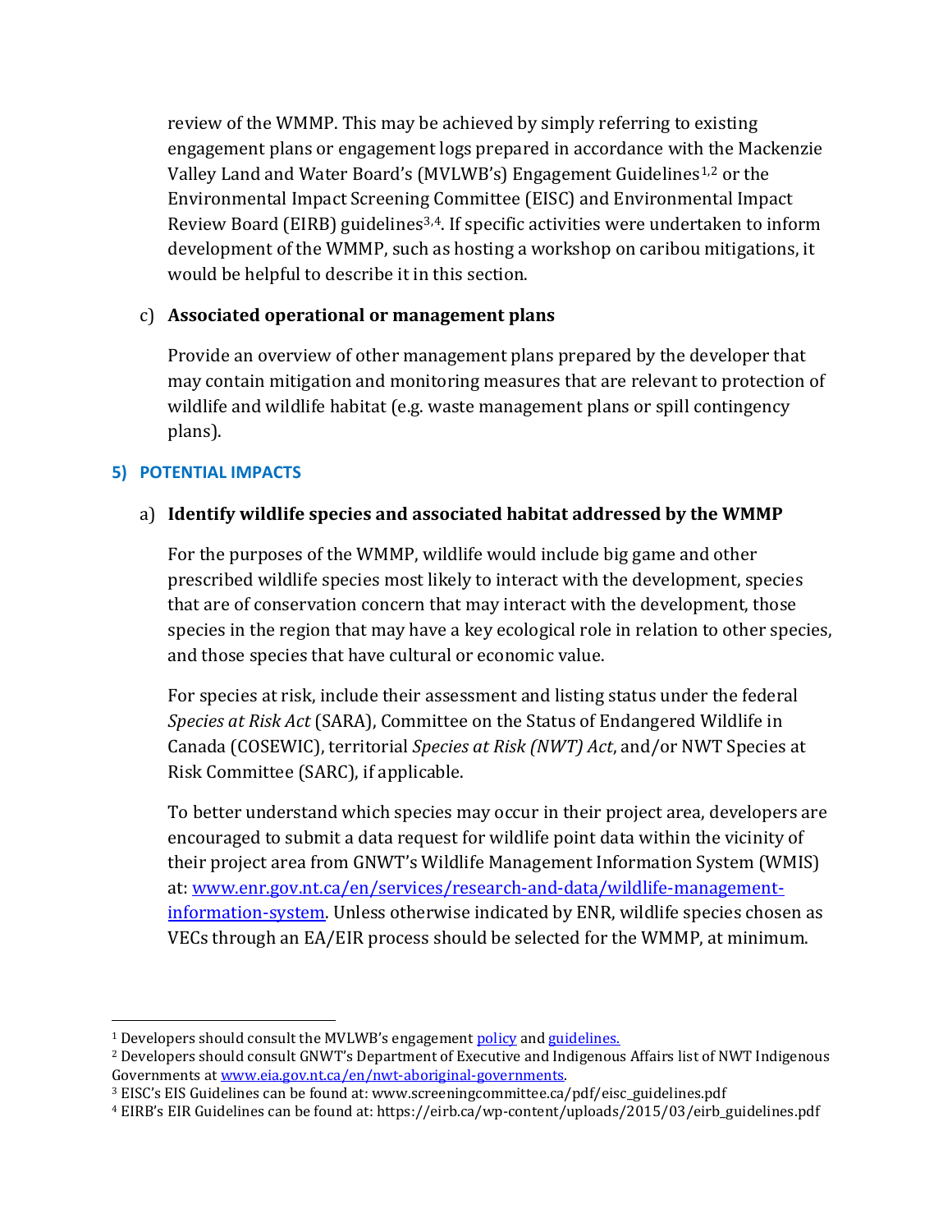review of the WMMP. This may be achieved by simply referring to existing engagement plans or engagement logs prepared in accordance with the Mackenzie Valley Land and Water Board's (MVLWB's) Engagement Guidelines[1,2] or the Environmental Impact Screening Committee (EISC) and Environmental Impact Review Board (EIRB) guidelines[3,4]. If specific activities were undertaken to inform development of the WMMP, such as hosting a workshop on caribou mitigations, it would be helpful to describe it in this section.

c) **Associated operational or management plans**

Provide an overview of other management plans prepared by the developer that may contain mitigation and monitoring measures that are relevant to protection of wildlife and wildlife habitat (e.g. waste management plans or spill contingency plans).

## 5) POTENTIAL IMPACTS

a) **Identify wildlife species and associated habitat addressed by the WMMP**

For the purposes of the WMMP, wildlife would include big game and other prescribed wildlife species most likely to interact with the development, species that are of conservation concern that may interact with the development, those species in the region that may have a key ecological role in relation to other species, and those species that have cultural or economic value.

For species at risk, include their assessment and listing status under the federal *Species at Risk Act* (SARA), Committee on the Status of Endangered Wildlife in Canada (COSEWIC), territorial *Species at Risk (NWT) Act*, and/or NWT Species at Risk Committee (SARC), if applicable.

To better understand which species may occur in their project area, developers are encouraged to submit a data request for wildlife point data within the vicinity of their project area from GNWT's Wildlife Management Information System (WMIS) at: [www.enr.gov.nt.ca/en/services/research-and-data/wildlife-management-information-system](www.enr.gov.nt.ca/en/services/research-and-data/wildlife-management-information-system). Unless otherwise indicated by ENR, wildlife species chosen as VECs through an EA/EIR process should be selected for the WMMP, at minimum.

---

[1] Developers should consult the MVLWB's engagement policy and guidelines.

[2] Developers should consult GNWT's Department of Executive and Indigenous Affairs list of NWT Indigenous Governments at www.eia.gov.nt.ca/en/nwt-aboriginal-governments.

[3] EISC's EIS Guidelines can be found at: www.screeningcommittee.ca/pdf/eisc_guidelines.pdf

[4] EIRB's EIR Guidelines can be found at: https://eirb.ca/wp-content/uploads/2015/03/eirb_guidelines.pdf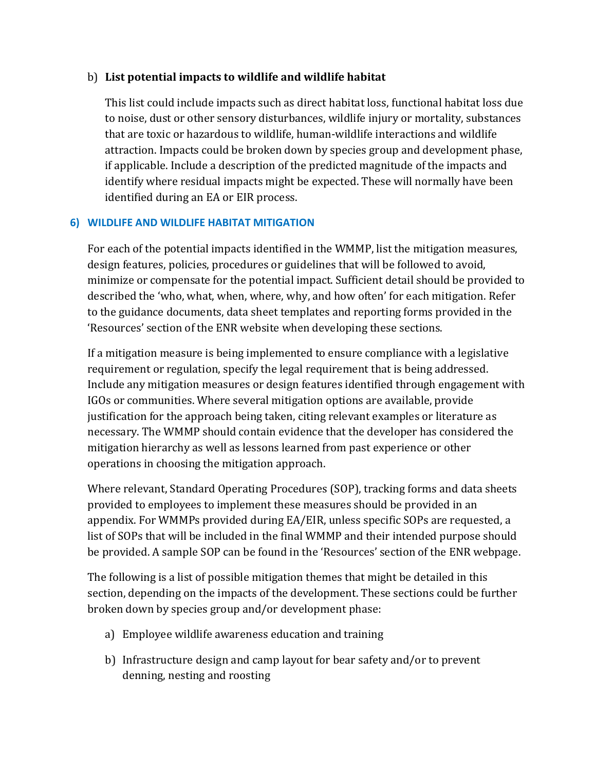b) **List potential impacts to wildlife and wildlife habitat**

This list could include impacts such as direct habitat loss, functional habitat loss due to noise, dust or other sensory disturbances, wildlife injury or mortality, substances that are toxic or hazardous to wildlife, human-wildlife interactions and wildlife attraction. Impacts could be broken down by species group and development phase, if applicable. Include a description of the predicted magnitude of the impacts and identify where residual impacts might be expected. These will normally have been identified during an EA or EIR process.

## 6) WILDLIFE AND WILDLIFE HABITAT MITIGATION

For each of the potential impacts identified in the WMMP, list the mitigation measures, design features, policies, procedures or guidelines that will be followed to avoid, minimize or compensate for the potential impact. Sufficient detail should be provided to described the 'who, what, when, where, why, and how often' for each mitigation. Refer to the guidance documents, data sheet templates and reporting forms provided in the 'Resources' section of the ENR website when developing these sections.

If a mitigation measure is being implemented to ensure compliance with a legislative requirement or regulation, specify the legal requirement that is being addressed. Include any mitigation measures or design features identified through engagement with IGOs or communities. Where several mitigation options are available, provide justification for the approach being taken, citing relevant examples or literature as necessary. The WMMP should contain evidence that the developer has considered the mitigation hierarchy as well as lessons learned from past experience or other operations in choosing the mitigation approach.

Where relevant, Standard Operating Procedures (SOP), tracking forms and data sheets provided to employees to implement these measures should be provided in an appendix. For WMMPs provided during EA/EIR, unless specific SOPs are requested, a list of SOPs that will be included in the final WMMP and their intended purpose should be provided. A sample SOP can be found in the 'Resources' section of the ENR webpage.

The following is a list of possible mitigation themes that might be detailed in this section, depending on the impacts of the development. These sections could be further broken down by species group and/or development phase:

a) Employee wildlife awareness education and training

b) Infrastructure design and camp layout for bear safety and/or to prevent denning, nesting and roosting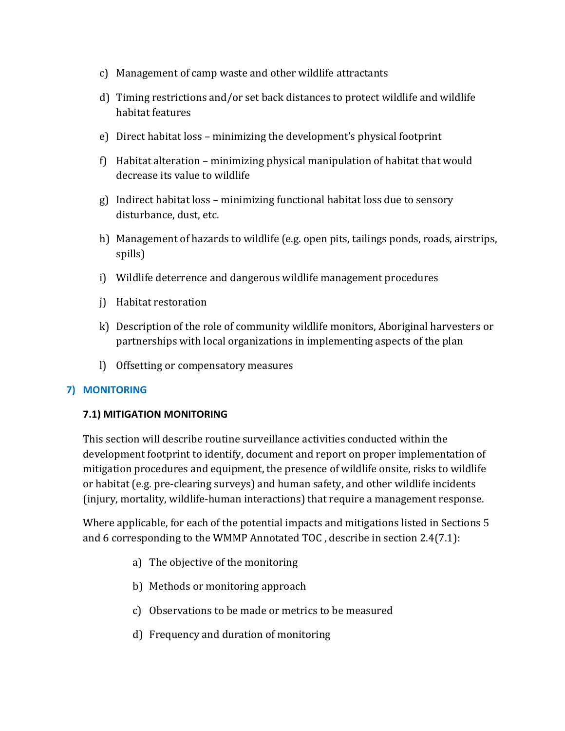c) Management of camp waste and other wildlife attractants

d) Timing restrictions and/or set back distances to protect wildlife and wildlife habitat features

e) Direct habitat loss – minimizing the development's physical footprint

f) Habitat alteration – minimizing physical manipulation of habitat that would decrease its value to wildlife

g) Indirect habitat loss – minimizing functional habitat loss due to sensory disturbance, dust, etc.

h) Management of hazards to wildlife (e.g. open pits, tailings ponds, roads, airstrips, spills)

i) Wildlife deterrence and dangerous wildlife management procedures

j) Habitat restoration

k) Description of the role of community wildlife monitors, Aboriginal harvesters or partnerships with local organizations in implementing aspects of the plan

l) Offsetting or compensatory measures

## 7) MONITORING

### 7.1) MITIGATION MONITORING

This section will describe routine surveillance activities conducted within the development footprint to identify, document and report on proper implementation of mitigation procedures and equipment, the presence of wildlife onsite, risks to wildlife or habitat (e.g. pre-clearing surveys) and human safety, and other wildlife incidents (injury, mortality, wildlife-human interactions) that require a management response.

Where applicable, for each of the potential impacts and mitigations listed in Sections 5 and 6 corresponding to the WMMP Annotated TOC , describe in section 2.4(7.1):

a) The objective of the monitoring

b) Methods or monitoring approach

c) Observations to be made or metrics to be measured

d) Frequency and duration of monitoring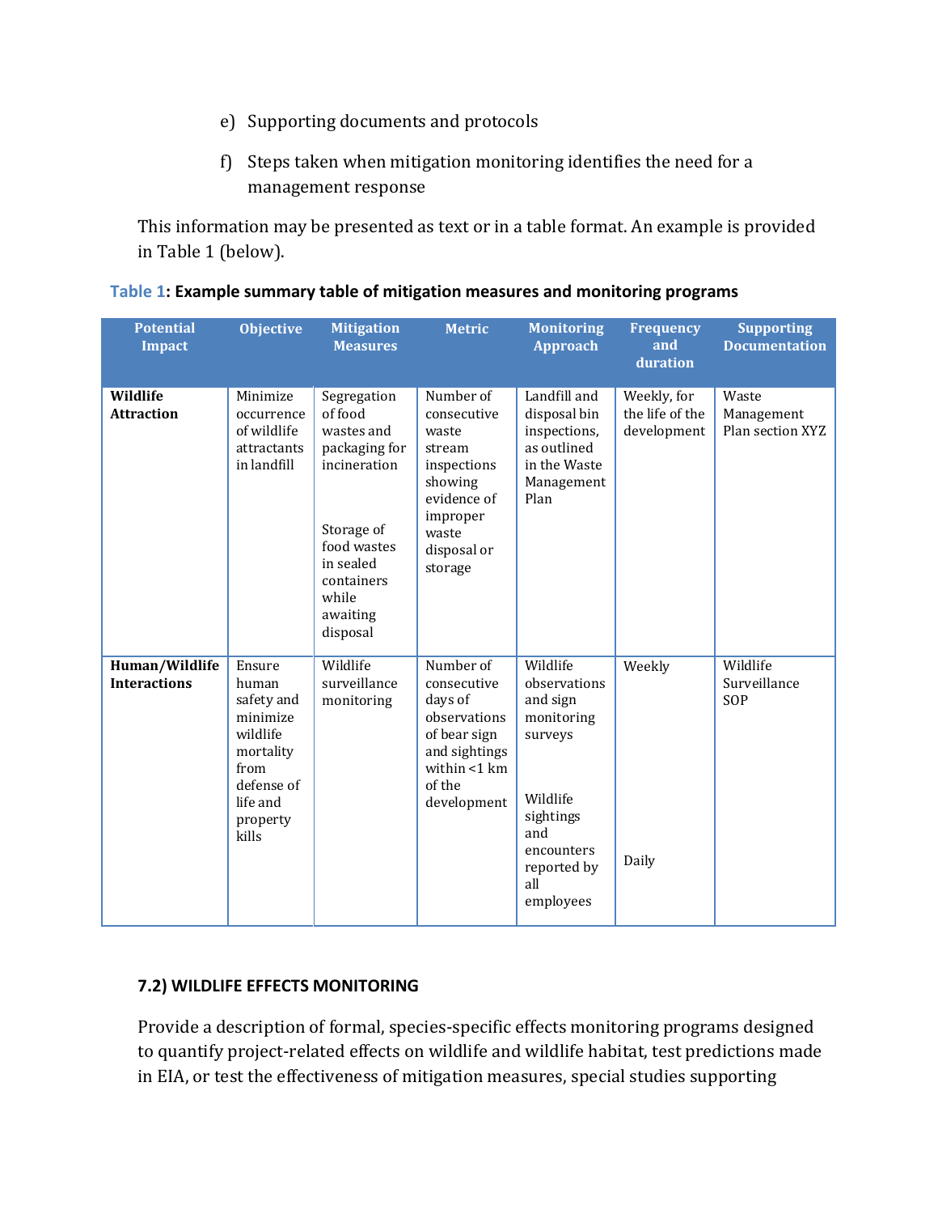e) Supporting documents and protocols

f) Steps taken when mitigation monitoring identifies the need for a management response

This information may be presented as text or in a table format. An example is provided in Table 1 (below).

**Table 1: Example summary table of mitigation measures and monitoring programs**

| Potential Impact | Objective | Mitigation Measures | Metric | Monitoring Approach | Frequency and duration | Supporting Documentation |
|---|---|---|---|---|---|---|
| **Wildlife Attraction** | Minimize occurrence of wildlife attractants in landfill | Segregation of food wastes and packaging for incineration<br><br>Storage of food wastes in sealed containers while awaiting disposal | Number of consecutive waste stream inspections showing evidence of improper waste disposal or storage | Landfill and disposal bin inspections, as outlined in the Waste Management Plan | Weekly, for the life of the development | Waste Management Plan section XYZ |
| **Human/Wildlife Interactions** | Ensure human safety and minimize wildlife mortality from defense of life and property kills | Wildlife surveillance monitoring | Number of consecutive days of observations of bear sign and sightings within <1 km of the development | Wildlife observations and sign monitoring surveys<br><br>Wildlife sightings and encounters reported by all employees | Weekly<br><br>Daily | Wildlife Surveillance SOP |

### 7.2) WILDLIFE EFFECTS MONITORING

Provide a description of formal, species-specific effects monitoring programs designed to quantify project-related effects on wildlife and wildlife habitat, test predictions made in EIA, or test the effectiveness of mitigation measures, special studies supporting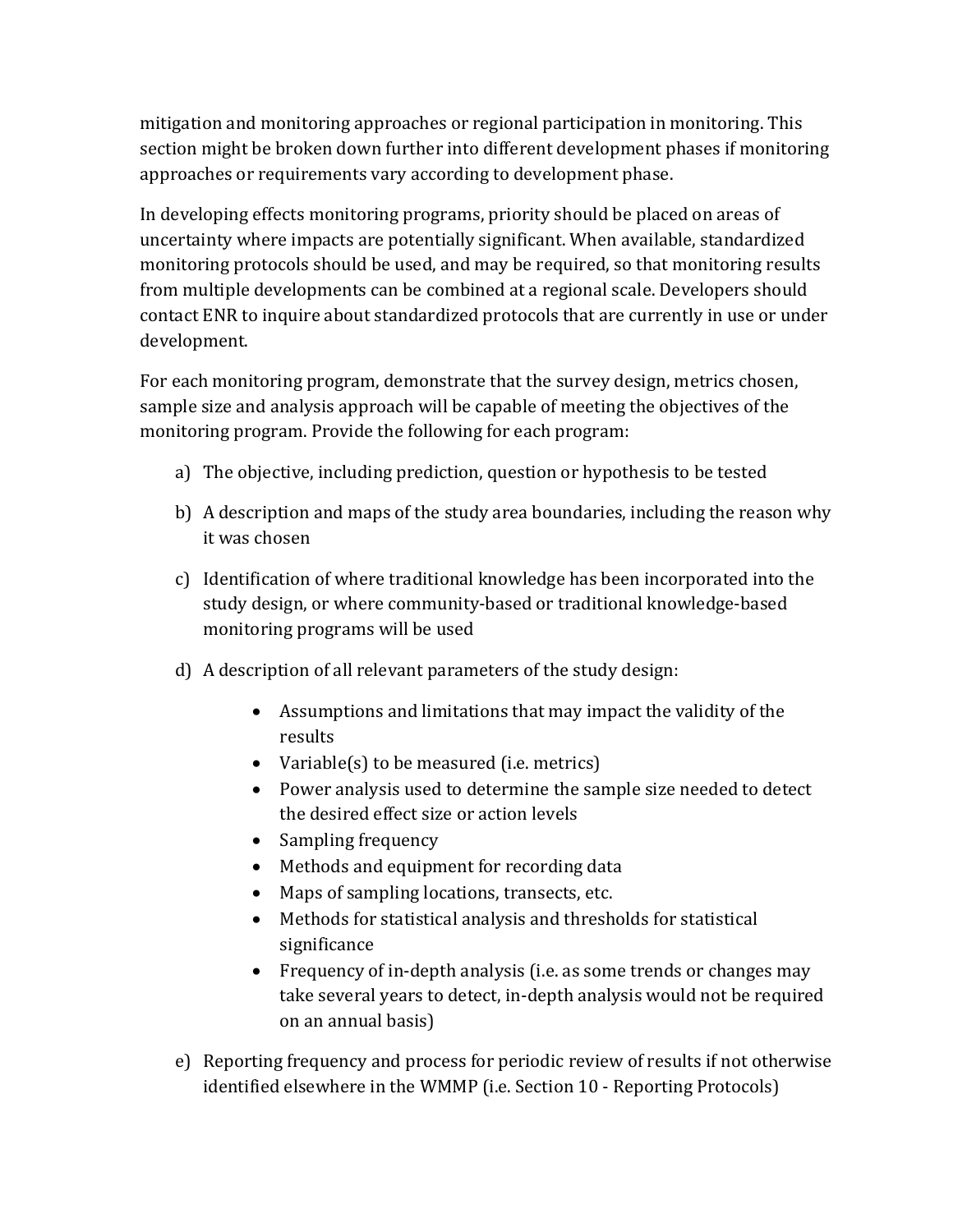mitigation and monitoring approaches or regional participation in monitoring. This section might be broken down further into different development phases if monitoring approaches or requirements vary according to development phase.

In developing effects monitoring programs, priority should be placed on areas of uncertainty where impacts are potentially significant. When available, standardized monitoring protocols should be used, and may be required, so that monitoring results from multiple developments can be combined at a regional scale. Developers should contact ENR to inquire about standardized protocols that are currently in use or under development.

For each monitoring program, demonstrate that the survey design, metrics chosen, sample size and analysis approach will be capable of meeting the objectives of the monitoring program. Provide the following for each program:

a) The objective, including prediction, question or hypothesis to be tested

b) A description and maps of the study area boundaries, including the reason why it was chosen

c) Identification of where traditional knowledge has been incorporated into the study design, or where community-based or traditional knowledge-based monitoring programs will be used

d) A description of all relevant parameters of the study design:

   - Assumptions and limitations that may impact the validity of the results
   - Variable(s) to be measured (i.e. metrics)
   - Power analysis used to determine the sample size needed to detect the desired effect size or action levels
   - Sampling frequency
   - Methods and equipment for recording data
   - Maps of sampling locations, transects, etc.
   - Methods for statistical analysis and thresholds for statistical significance
   - Frequency of in-depth analysis (i.e. as some trends or changes may take several years to detect, in-depth analysis would not be required on an annual basis)

e) Reporting frequency and process for periodic review of results if not otherwise identified elsewhere in the WMMP (i.e. Section 10 - Reporting Protocols)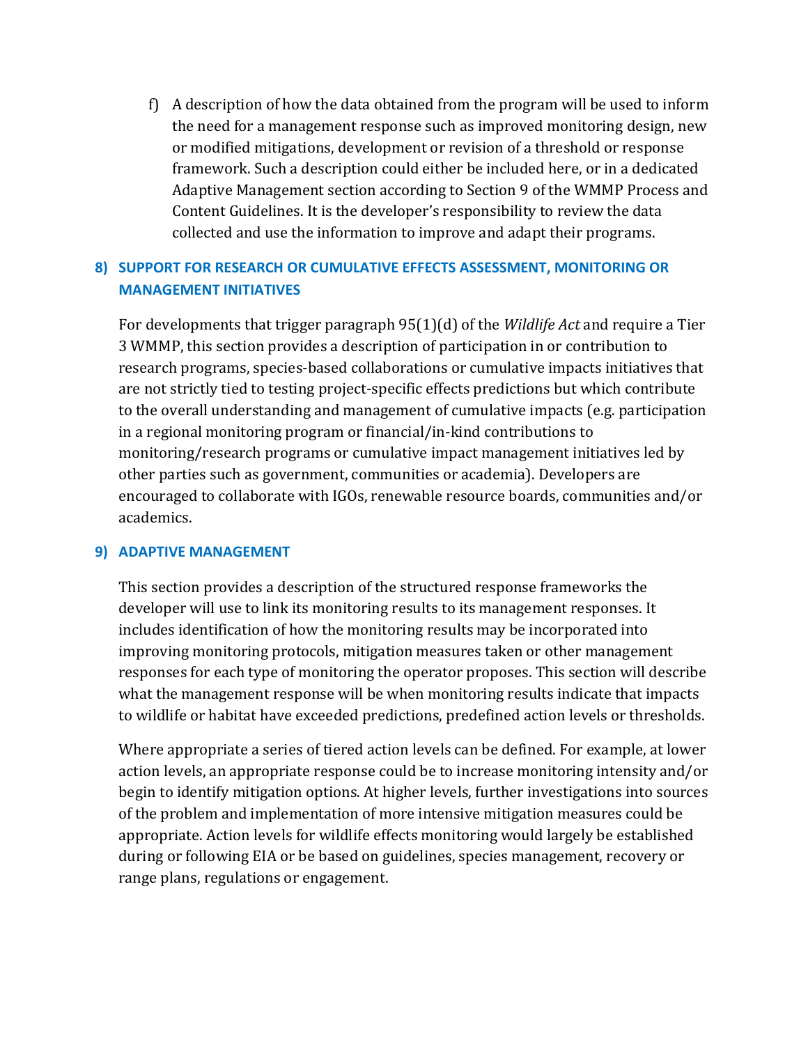f) A description of how the data obtained from the program will be used to inform the need for a management response such as improved monitoring design, new or modified mitigations, development or revision of a threshold or response framework. Such a description could either be included here, or in a dedicated Adaptive Management section according to Section 9 of the WMMP Process and Content Guidelines. It is the developer's responsibility to review the data collected and use the information to improve and adapt their programs.

## 8) SUPPORT FOR RESEARCH OR CUMULATIVE EFFECTS ASSESSMENT, MONITORING OR MANAGEMENT INITIATIVES

For developments that trigger paragraph 95(1)(d) of the *Wildlife Act* and require a Tier 3 WMMP, this section provides a description of participation in or contribution to research programs, species-based collaborations or cumulative impacts initiatives that are not strictly tied to testing project-specific effects predictions but which contribute to the overall understanding and management of cumulative impacts (e.g. participation in a regional monitoring program or financial/in-kind contributions to monitoring/research programs or cumulative impact management initiatives led by other parties such as government, communities or academia). Developers are encouraged to collaborate with IGOs, renewable resource boards, communities and/or academics.

## 9) ADAPTIVE MANAGEMENT

This section provides a description of the structured response frameworks the developer will use to link its monitoring results to its management responses. It includes identification of how the monitoring results may be incorporated into improving monitoring protocols, mitigation measures taken or other management responses for each type of monitoring the operator proposes. This section will describe what the management response will be when monitoring results indicate that impacts to wildlife or habitat have exceeded predictions, predefined action levels or thresholds.

Where appropriate a series of tiered action levels can be defined. For example, at lower action levels, an appropriate response could be to increase monitoring intensity and/or begin to identify mitigation options. At higher levels, further investigations into sources of the problem and implementation of more intensive mitigation measures could be appropriate. Action levels for wildlife effects monitoring would largely be established during or following EIA or be based on guidelines, species management, recovery or range plans, regulations or engagement.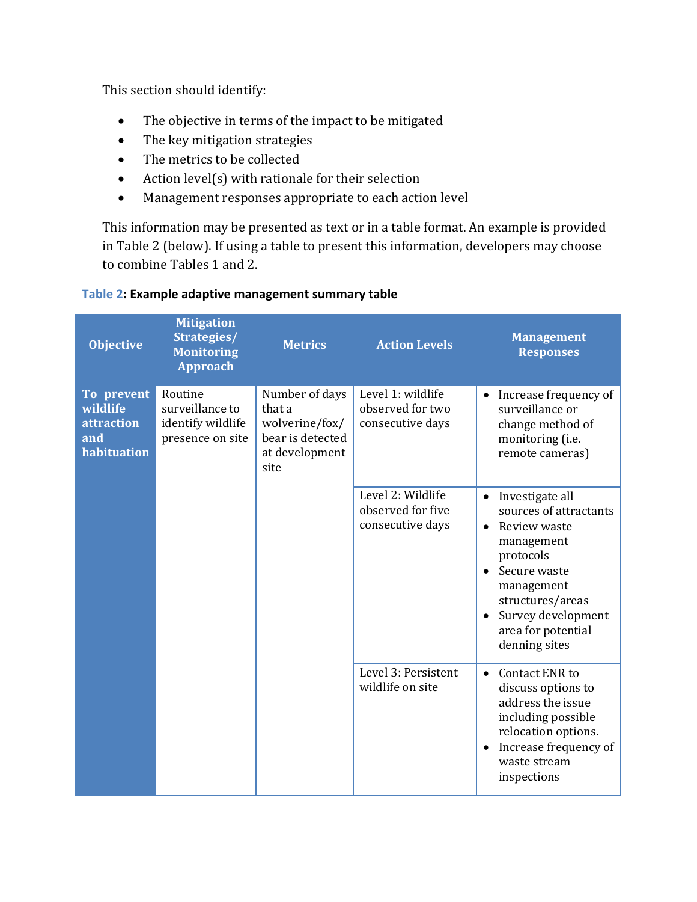This section should identify:

- The objective in terms of the impact to be mitigated
- The key mitigation strategies
- The metrics to be collected
- Action level(s) with rationale for their selection
- Management responses appropriate to each action level

This information may be presented as text or in a table format. An example is provided in Table 2 (below). If using a table to present this information, developers may choose to combine Tables 1 and 2.

**Table 2: Example adaptive management summary table**

| Objective | Mitigation Strategies/ Monitoring Approach | Metrics | Action Levels | Management Responses |
|---|---|---|---|---|
| **To prevent wildlife attraction and habituation** | Routine surveillance to identify wildlife presence on site | Number of days that a wolverine/fox/ bear is detected at development site | Level 1: wildlife observed for two consecutive days | • Increase frequency of surveillance or change method of monitoring (i.e. remote cameras) |
| | | | Level 2: Wildlife observed for five consecutive days | • Investigate all sources of attractants<br>• Review waste management protocols<br>• Secure waste management structures/areas<br>• Survey development area for potential denning sites |
| | | | Level 3: Persistent wildlife on site | • Contact ENR to discuss options to address the issue including possible relocation options.<br>• Increase frequency of waste stream inspections |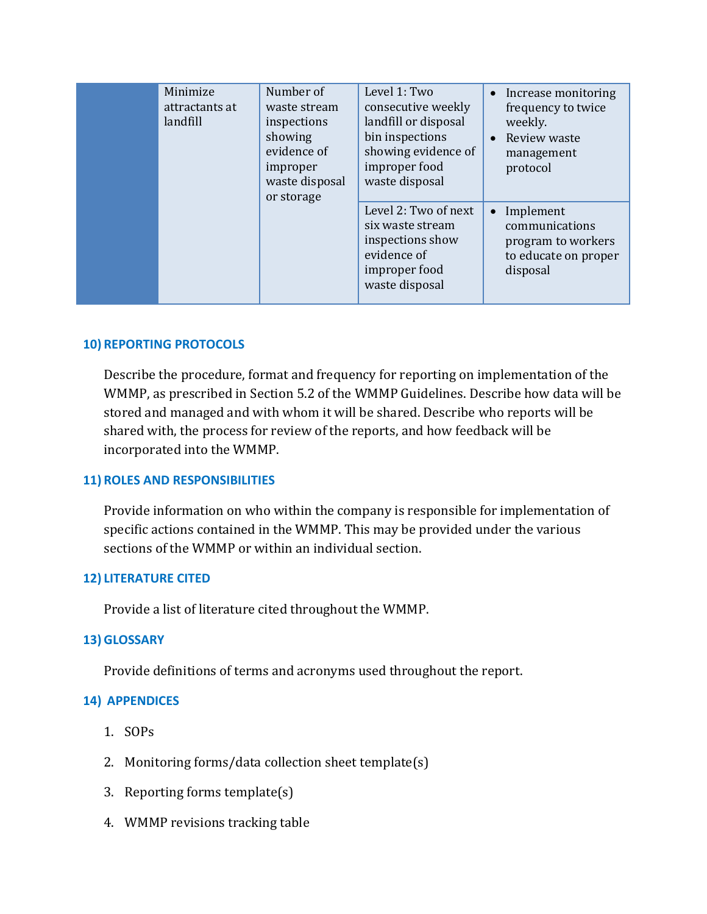| | | | | |
|---|---|---|---|---|
| | Minimize attractants at landfill | Number of waste stream inspections showing evidence of improper waste disposal or storage | Level 1: Two consecutive weekly landfill or disposal bin inspections showing evidence of improper food waste disposal | • Increase monitoring frequency to twice weekly.<br>• Review waste management protocol |
| | | | Level 2: Two of next six waste stream inspections show evidence of improper food waste disposal | • Implement communications program to workers to educate on proper disposal |

## 10) REPORTING PROTOCOLS

Describe the procedure, format and frequency for reporting on implementation of the WMMP, as prescribed in Section 5.2 of the WMMP Guidelines. Describe how data will be stored and managed and with whom it will be shared. Describe who reports will be shared with, the process for review of the reports, and how feedback will be incorporated into the WMMP.

## 11) ROLES AND RESPONSIBILITIES

Provide information on who within the company is responsible for implementation of specific actions contained in the WMMP. This may be provided under the various sections of the WMMP or within an individual section.

## 12) LITERATURE CITED

Provide a list of literature cited throughout the WMMP.

## 13) GLOSSARY

Provide definitions of terms and acronyms used throughout the report.

## 14) APPENDICES

1. SOPs
2. Monitoring forms/data collection sheet template(s)
3. Reporting forms template(s)
4. WMMP revisions tracking table